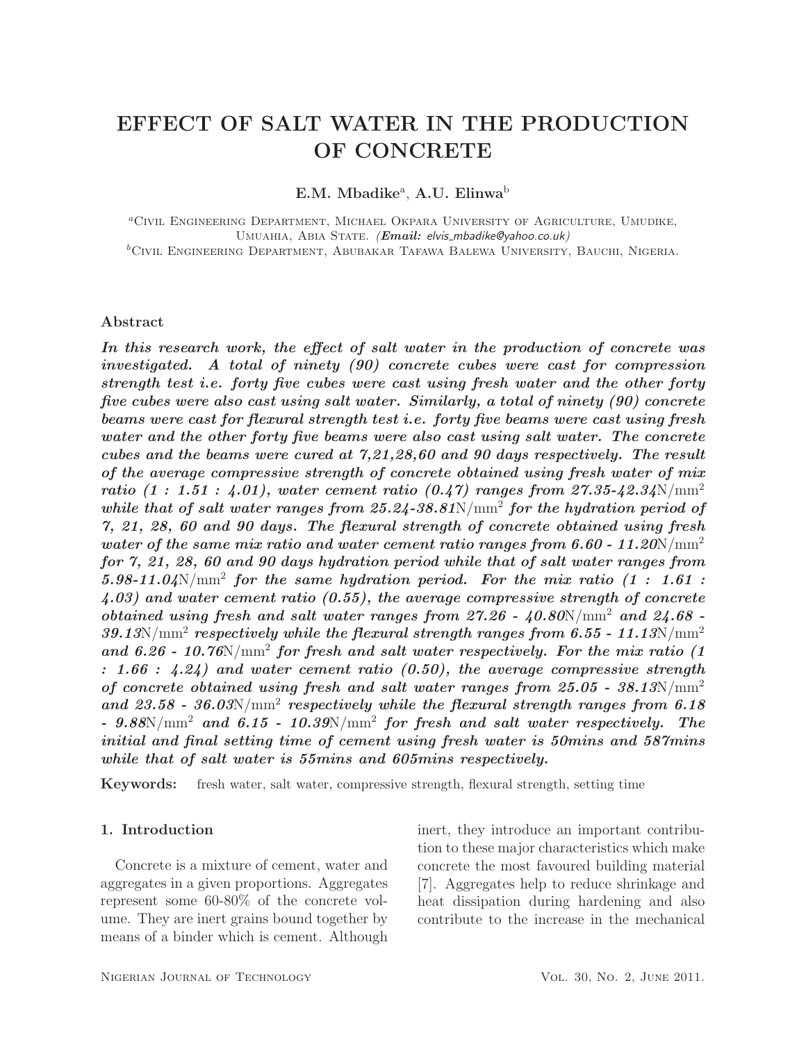# EFFECT OF SALT WATER IN THE PRODUCTION OF CONCRETE

**E.M. Mbadike**[a], **A.U. Elinwa**[b]

[a]Civil Engineering Department, Michael Okpara University of Agriculture, Umudike, Umuahia, Abia State. (***Email:*** *elvis_mbadike@yahoo.co.uk*)
[b]Civil Engineering Department, Abubakar Tafawa Balewa University, Bauchi, Nigeria.

### Abstract

***In this research work, the effect of salt water in the production of concrete was investigated. A total of ninety (90) concrete cubes were cast for compression strength test i.e. forty five cubes were cast using fresh water and the other forty five cubes were also cast using salt water. Similarly, a total of ninety (90) concrete beams were cast for flexural strength test i.e. forty five beams were cast using fresh water and the other forty five beams were also cast using salt water. The concrete cubes and the beams were cured at 7,21,28,60 and 90 days respectively. The result of the average compressive strength of concrete obtained using fresh water of mix ratio (1 : 1.51 : 4.01), water cement ratio (0.47) ranges from 27.35-42.34*** $\mathrm{N/mm^2}$ ***while that of salt water ranges from 25.24-38.81*** $\mathrm{N/mm^2}$ ***for the hydration period of 7, 21, 28, 60 and 90 days. The flexural strength of concrete obtained using fresh water of the same mix ratio and water cement ratio ranges from 6.60 - 11.20*** $\mathrm{N/mm^2}$ ***for 7, 21, 28, 60 and 90 days hydration period while that of salt water ranges from 5.98-11.04*** $\mathrm{N/mm^2}$ ***for the same hydration period. For the mix ratio (1 : 1.61 : 4.03) and water cement ratio (0.55), the average compressive strength of concrete obtained using fresh and salt water ranges from 27.26 - 40.80*** $\mathrm{N/mm^2}$ ***and 24.68 - 39.13*** $\mathrm{N/mm^2}$ ***respectively while the flexural strength ranges from 6.55 - 11.13*** $\mathrm{N/mm^2}$ ***and 6.26 - 10.76*** $\mathrm{N/mm^2}$ ***for fresh and salt water respectively. For the mix ratio (1 : 1.66 : 4.24) and water cement ratio (0.50), the average compressive strength of concrete obtained using fresh and salt water ranges from 25.05 - 38.13*** $\mathrm{N/mm^2}$ ***and 23.58 - 36.03*** $\mathrm{N/mm^2}$ ***respectively while the flexural strength ranges from 6.18 - 9.88*** $\mathrm{N/mm^2}$ ***and 6.15 - 10.39*** $\mathrm{N/mm^2}$ ***for fresh and salt water respectively. The initial and final setting time of cement using fresh water is 50mins and 587mins while that of salt water is 55mins and 605mins respectively.***

**Keywords:** fresh water, salt water, compressive strength, flexural strength, setting time

## 1. Introduction

Concrete is a mixture of cement, water and aggregates in a given proportions. Aggregates represent some 60-80% of the concrete volume. They are inert grains bound together by means of a binder which is cement. Although inert, they introduce an important contribution to these major characteristics which make concrete the most favoured building material [7]. Aggregates help to reduce shrinkage and heat dissipation during hardening and also contribute to the increase in the mechanical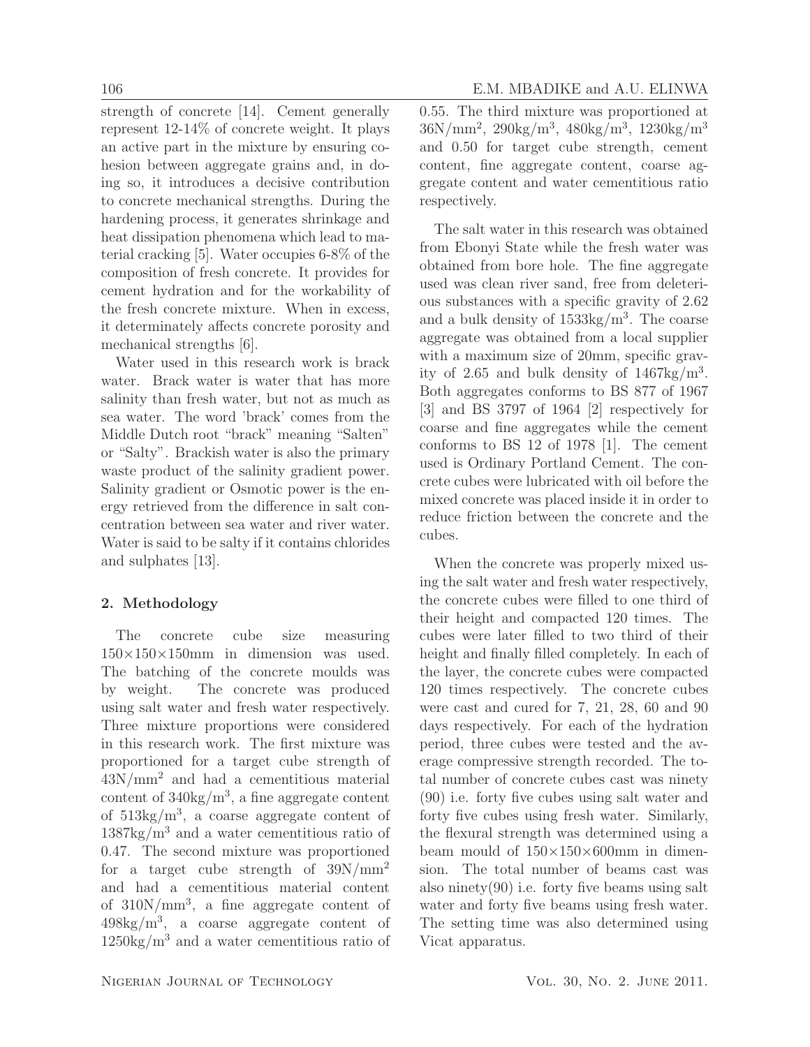strength of concrete [14]. Cement generally represent 12-14% of concrete weight. It plays an active part in the mixture by ensuring cohesion between aggregate grains and, in doing so, it introduces a decisive contribution to concrete mechanical strengths. During the hardening process, it generates shrinkage and heat dissipation phenomena which lead to material cracking [5]. Water occupies 6-8% of the composition of fresh concrete. It provides for cement hydration and for the workability of the fresh concrete mixture. When in excess, it determinately affects concrete porosity and mechanical strengths [6].

Water used in this research work is brack water. Brack water is water that has more salinity than fresh water, but not as much as sea water. The word 'brack' comes from the Middle Dutch root "brack" meaning "Salten" or "Salty". Brackish water is also the primary waste product of the salinity gradient power. Salinity gradient or Osmotic power is the energy retrieved from the difference in salt concentration between sea water and river water. Water is said to be salty if it contains chlorides and sulphates [13].

## 2. Methodology

The concrete cube size measuring 150×150×150mm in dimension was used. The batching of the concrete moulds was by weight. The concrete was produced using salt water and fresh water respectively. Three mixture proportions were considered in this research work. The first mixture was proportioned for a target cube strength of $43N/mm^2$ and had a cementitious material content of $340kg/m^3$, a fine aggregate content of $513kg/m^3$, a coarse aggregate content of $1387kg/m^3$ and a water cementitious ratio of 0.47. The second mixture was proportioned for a target cube strength of $39N/mm^2$ and had a cementitious material content of $310N/mm^3$, a fine aggregate content of $498kg/m^3$, a coarse aggregate content of $1250kg/m^3$ and a water cementitious ratio of 0.55. The third mixture was proportioned at $36N/mm^2$, $290kg/m^3$, $480kg/m^3$, $1230kg/m^3$ and 0.50 for target cube strength, cement content, fine aggregate content, coarse aggregate content and water cementitious ratio respectively.

The salt water in this research was obtained from Ebonyi State while the fresh water was obtained from bore hole. The fine aggregate used was clean river sand, free from deleterious substances with a specific gravity of 2.62 and a bulk density of $1533kg/m^3$. The coarse aggregate was obtained from a local supplier with a maximum size of 20mm, specific gravity of 2.65 and bulk density of $1467kg/m^3$. Both aggregates conforms to BS 877 of 1967 [3] and BS 3797 of 1964 [2] respectively for coarse and fine aggregates while the cement conforms to BS 12 of 1978 [1]. The cement used is Ordinary Portland Cement. The concrete cubes were lubricated with oil before the mixed concrete was placed inside it in order to reduce friction between the concrete and the cubes.

When the concrete was properly mixed using the salt water and fresh water respectively, the concrete cubes were filled to one third of their height and compacted 120 times. The cubes were later filled to two third of their height and finally filled completely. In each of the layer, the concrete cubes were compacted 120 times respectively. The concrete cubes were cast and cured for 7, 21, 28, 60 and 90 days respectively. For each of the hydration period, three cubes were tested and the average compressive strength recorded. The total number of concrete cubes cast was ninety (90) i.e. forty five cubes using salt water and forty five cubes using fresh water. Similarly, the flexural strength was determined using a beam mould of 150×150×600mm in dimension. The total number of beams cast was also ninety(90) i.e. forty five beams using salt water and forty five beams using fresh water. The setting time was also determined using Vicat apparatus.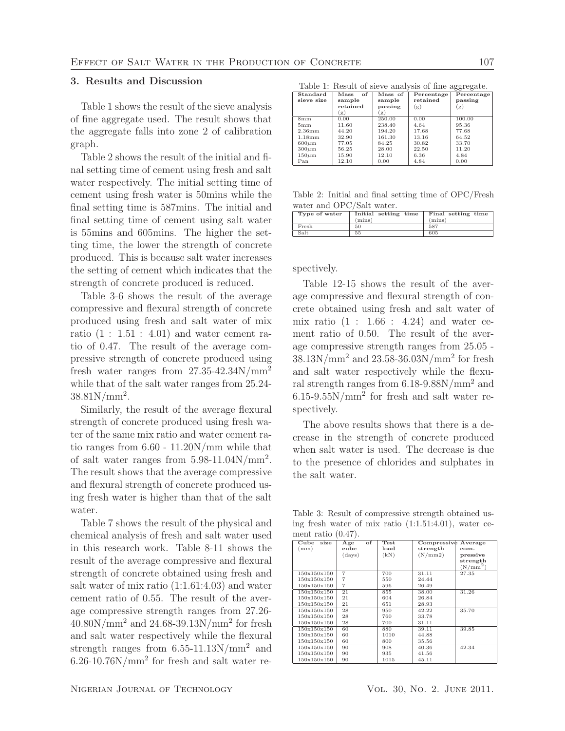## 3. Results and Discussion

Table 1 shows the result of the sieve analysis of fine aggregate used. The result shows that the aggregate falls into zone 2 of calibration graph.

Table 2 shows the result of the initial and final setting time of cement using fresh and salt water respectively. The initial setting time of cement using fresh water is 50mins while the final setting time is 587mins. The initial and final setting time of cement using salt water is 55mins and 605mins. The higher the setting time, the lower the strength of concrete produced. This is because salt water increases the setting of cement which indicates that the strength of concrete produced is reduced.

Table 3-6 shows the result of the average compressive and flexural strength of concrete produced using fresh and salt water of mix ratio (1 : 1.51 : 4.01) and water cement ratio of 0.47. The result of the average compressive strength of concrete produced using fresh water ranges from 27.35-42.34N/mm$^2$ while that of the salt water ranges from 25.24-38.81N/mm$^2$.

Similarly, the result of the average flexural strength of concrete produced using fresh water of the same mix ratio and water cement ratio ranges from 6.60 - 11.20N/mm while that of salt water ranges from 5.98-11.04N/mm$^2$. The result shows that the average compressive and flexural strength of concrete produced using fresh water is higher than that of the salt water.

Table 7 shows the result of the physical and chemical analysis of fresh and salt water used in this research work. Table 8-11 shows the result of the average compressive and flexural strength of concrete obtained using fresh and salt water of mix ratio (1:1.61:4.03) and water cement ratio of 0.55. The result of the average compressive strength ranges from 27.26-40.80N/mm$^2$ and 24.68-39.13N/mm$^2$ for fresh and salt water respectively while the flexural strength ranges from 6.55-11.13N/mm$^2$ and 6.26-10.76N/mm$^2$ for fresh and salt water respectively.

Table 12-15 shows the result of the average compressive and flexural strength of concrete obtained using fresh and salt water of mix ratio (1 : 1.66 : 4.24) and water cement ratio of 0.50. The result of the average compressive strength ranges from 25.05 - 38.13N/mm$^2$ and 23.58-36.03N/mm$^2$ for fresh and salt water respectively while the flexural strength ranges from 6.18-9.88N/mm$^2$ and 6.15-9.55N/mm$^2$ for fresh and salt water respectively.

The above results shows that there is a decrease in the strength of concrete produced when salt water is used. The decrease is due to the presence of chlorides and sulphates in the salt water.

Table 1: Result of sieve analysis of fine aggregate.

| Standard sieve size | Mass of sample retained (g) | Mass of sample passing (g) | Percentage retained (g) | Percentage passing (g) |
|---|---|---|---|---|
| 8mm | 0.00 | 250.00 | 0.00 | 100.00 |
| 5mm | 11.60 | 238.40 | 4.64 | 95.36 |
| 2.36mm | 44.20 | 194.20 | 17.68 | 77.68 |
| 1.18mm | 32.90 | 161.30 | 13.16 | 64.52 |
| 600$\mu$m | 77.05 | 84.25 | 30.82 | 33.70 |
| 300$\mu$m | 56.25 | 28.00 | 22.50 | 11.20 |
| 150$\mu$m | 15.90 | 12.10 | 6.36 | 4.84 |
| Pan | 12.10 | 0.00 | 4.84 | 0.00 |

Table 2: Initial and final setting time of OPC/Fresh water and OPC/Salt water.

| Type of water | Initial setting time (mins) | Final setting time (mins) |
|---|---|---|
| Fresh | 50 | 587 |
| Salt | 55 | 605 |

Table 3: Result of compressive strength obtained using fresh water of mix ratio (1:1.51:4.01), water cement ratio (0.47).

| Cube size (mm) | Age of cube (days) | Test load (kN) | Compressive strength (N/mm2) | Average compressive strength (N/mm$^2$) |
|---|---|---|---|---|
| 150x150x150 | 7 | 700 | 31.11 | 27.35 |
| 150x150x150 | 7 | 550 | 24.44 | |
| 150x150x150 | 7 | 596 | 26.49 | |
| 150x150x150 | 21 | 855 | 38.00 | 31.26 |
| 150x150x150 | 21 | 604 | 26.84 | |
| 150x150x150 | 21 | 651 | 28.93 | |
| 150x150x150 | 28 | 950 | 42.22 | 35.70 |
| 150x150x150 | 28 | 760 | 33.78 | |
| 150x150x150 | 28 | 700 | 31.11 | |
| 150x150x150 | 60 | 880 | 39.11 | 39.85 |
| 150x150x150 | 60 | 1010 | 44.88 | |
| 150x150x150 | 60 | 800 | 35.56 | |
| 150x150x150 | 90 | 908 | 40.36 | 42.34 |
| 150x150x150 | 90 | 935 | 41.56 | |
| 150x150x150 | 90 | 1015 | 45.11 | |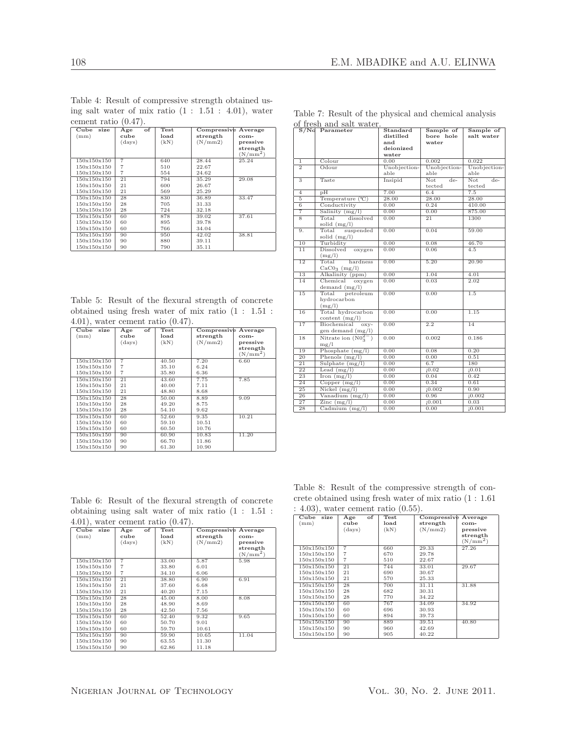Table 4: Result of compressive strength obtained using salt water of mix ratio (1 : 1.51 : 4.01), water cement ratio (0.47).

| Cube size (mm) | Age of cube (days) | Test load (kN) | Compressive strength (N/mm2) | Average compressive strength (N/mm$^2$) |
|---|---|---|---|---|
| 150x150x150 | 7 | 640 | 28.44 | 25.24 |
| 150x150x150 | 7 | 510 | 22.67 | |
| 150x150x150 | 7 | 554 | 24.62 | |
| 150x150x150 | 21 | 794 | 35.29 | 29.08 |
| 150x150x150 | 21 | 600 | 26.67 | |
| 150x150x150 | 21 | 569 | 25.29 | |
| 150x150x150 | 28 | 830 | 36.89 | 33.47 |
| 150x150x150 | 28 | 705 | 31.33 | |
| 150x150x150 | 28 | 724 | 32.18 | |
| 150x150x150 | 60 | 878 | 39.02 | 37.61 |
| 150x150x150 | 60 | 895 | 39.78 | |
| 150x150x150 | 60 | 766 | 34.04 | |
| 150x150x150 | 90 | 950 | 42.02 | 38.81 |
| 150x150x150 | 90 | 880 | 39.11 | |
| 150x150x150 | 90 | 790 | 35.11 | |

Table 5: Result of the flexural strength of concrete obtained using fresh water of mix ratio (1 : 1.51 : 4.01), water cement ratio (0.47).

| Cube size (mm) | Age of cube (days) | Test load (kN) | Compressive strength (N/mm2) | Average compressive strength (N/mm$^2$) |
|---|---|---|---|---|
| 150x150x150 | 7 | 40.50 | 7.20 | 6.60 |
| 150x150x150 | 7 | 35.10 | 6.24 | |
| 150x150x150 | 7 | 35.80 | 6.36 | |
| 150x150x150 | 21 | 43.60 | 7.75 | 7.85 |
| 150x150x150 | 21 | 40.00 | 7.11 | |
| 150x150x150 | 21 | 48.80 | 8.68 | |
| 150x150x150 | 28 | 50.00 | 8.89 | 9.09 |
| 150x150x150 | 28 | 49.20 | 8.75 | |
| 150x150x150 | 28 | 54.10 | 9.62 | |
| 150x150x150 | 60 | 52.60 | 9.35 | 10.21 |
| 150x150x150 | 60 | 59.10 | 10.51 | |
| 150x150x150 | 60 | 60.50 | 10.76 | |
| 150x150x150 | 90 | 60.90 | 10.83 | 11.20 |
| 150x150x150 | 90 | 66.70 | 11.86 | |
| 150x150x150 | 90 | 61.30 | 10.90 | |

Table 6: Result of the flexural strength of concrete obtaining using salt water of mix ratio (1 : 1.51 : 4.01), water cement ratio (0.47).

| Cube size (mm) | Age of cube (days) | Test load (kN) | Compressive strength (N/mm2) | Average compressive strength (N/mm$^2$) |
|---|---|---|---|---|
| 150x150x150 | 7 | 33.00 | 5.87 | 5.98 |
| 150x150x150 | 7 | 33.80 | 6.01 | |
| 150x150x150 | 7 | 34.10 | 6.06 | |
| 150x150x150 | 21 | 38.80 | 6.90 | 6.91 |
| 150x150x150 | 21 | 37.60 | 6.68 | |
| 150x150x150 | 21 | 40.20 | 7.15 | |
| 150x150x150 | 28 | 45.00 | 8.00 | 8.08 |
| 150x150x150 | 28 | 48.90 | 8.69 | |
| 150x150x150 | 28 | 42.50 | 7.56 | |
| 150x150x150 | 60 | 52.40 | 9.32 | 9.65 |
| 150x150x150 | 60 | 50.70 | 9.01 | |
| 150x150x150 | 60 | 59.70 | 10.61 | |
| 150x150x150 | 90 | 59.90 | 10.65 | 11.04 |
| 150x150x150 | 90 | 63.55 | 11.30 | |
| 150x150x150 | 90 | 62.86 | 11.18 | |

Table 7: Result of the physical and chemical analysis of fresh and salt water.

| S/No | Parameter | Standard distilled and deionized water | Sample of bore hole water | Sample of salt water |
|---|---|---|---|---|
| 1 | Colour | 0.00 | 0.002 | 0.022 |
| 2 | Odour | Unobjectionable | Unobjectionable | Unobjectionable |
| 3 | Taste | Insipid | Not detected | Not detected |
| 4 | pH | 7.00 | 6.4 | 7.5 |
| 5 | Temperature (°C) | 28.00 | 28.00 | 28.00 |
| 6 | Conductivity | 0.00 | 0.24 | 410.00 |
| 7 | Salinity (mg/l) | 0.00 | 0.00 | 875.00 |
| 8 | Total dissolved solid (mg/l) | 0.00 | 21 | 1300 |
| 9. | Total suspended solid (mg/l) | 0.00 | 0.04 | 59.00 |
| 10 | Turbidity | 0.00 | 0.08 | 46.70 |
| 11 | Dissolved oxygen (mg/l) | 0.00 | 0.06 | 4.5 |
| 12 | Total hardness $CaC0_3$ (mg/l) | 0.00 | 5.20 | 20.90 |
| 13 | Alkalinity (ppm) | 0.00 | 1.04 | 4.01 |
| 14 | Chemical oxygen demand (mg/l) | 0.00 | 0.03 | 2.02 |
| 15 | Total petroleum hydrocarbon (mg/l) | 0.00 | 0.00 | 1.5 |
| 16 | Total hydrocarbon content (mg/l) | 0.00 | 0.00 | 1.15 |
| 17 | Biochemical oxygen demand (mg/l) | 0.00 | 2.2 | 14 |
| 18 | Nitrate ion ($N0_3^{2-}$) mg/l | 0.00 | 0.002 | 0.186 |
| 19 | Phosphate (mg/l) | 0.00 | 0.08 | 0.20 |
| 20 | Phenols (mg/l) | 0.00 | 0.00 | 0.51 |
| 21 | Sulphate (mg/l) | 0.00 | 6.7 | 180 |
| 22 | Lead (mg/l) | 0.00 | ¡0.02 | ¡0.01 |
| 23 | Iron (mg/l) | 0.00 | 0.04 | 0.42 |
| 24 | Copper (mg/l) | 0.00 | 0.34 | 0.61 |
| 25 | Nickel (mg/l) | 0.00 | ¡0.002 | 0.90 |
| 26 | Vanadium (mg/l) | 0.00 | 0.96 | ¡0.002 |
| 27 | Zinc (mg/l) | 0.00 | ¡0.001 | 0.03 |
| 28 | Cadmium (mg/l) | 0.00 | 0.00 | ¡0.001 |

Table 8: Result of the compressive strength of concrete obtained using fresh water of mix ratio (1 : 1.61 : 4.03), water cement ratio (0.55).

| Cube size (mm) | Age of cube (days) | Test load (kN) | Compressive strength (N/mm2) | Average compressive strength (N/mm$^2$) |
|---|---|---|---|---|
| 150x150x150 | 7 | 660 | 29.33 | 27.26 |
| 150x150x150 | 7 | 670 | 29.78 | |
| 150x150x150 | 7 | 510 | 22.67 | |
| 150x150x150 | 21 | 744 | 33.01 | 29.67 |
| 150x150x150 | 21 | 690 | 30.67 | |
| 150x150x150 | 21 | 570 | 25.33 | |
| 150x150x150 | 28 | 700 | 31.11 | 31.88 |
| 150x150x150 | 28 | 682 | 30.31 | |
| 150x150x150 | 28 | 770 | 34.22 | |
| 150x150x150 | 60 | 767 | 34.09 | 34.92 |
| 150x150x150 | 60 | 696 | 30.93 | |
| 150x150x150 | 60 | 894 | 39.73 | |
| 150x150x150 | 90 | 889 | 39.51 | 40.80 |
| 150x150x150 | 90 | 960 | 42.69 | |
| 150x150x150 | 90 | 905 | 40.22 | |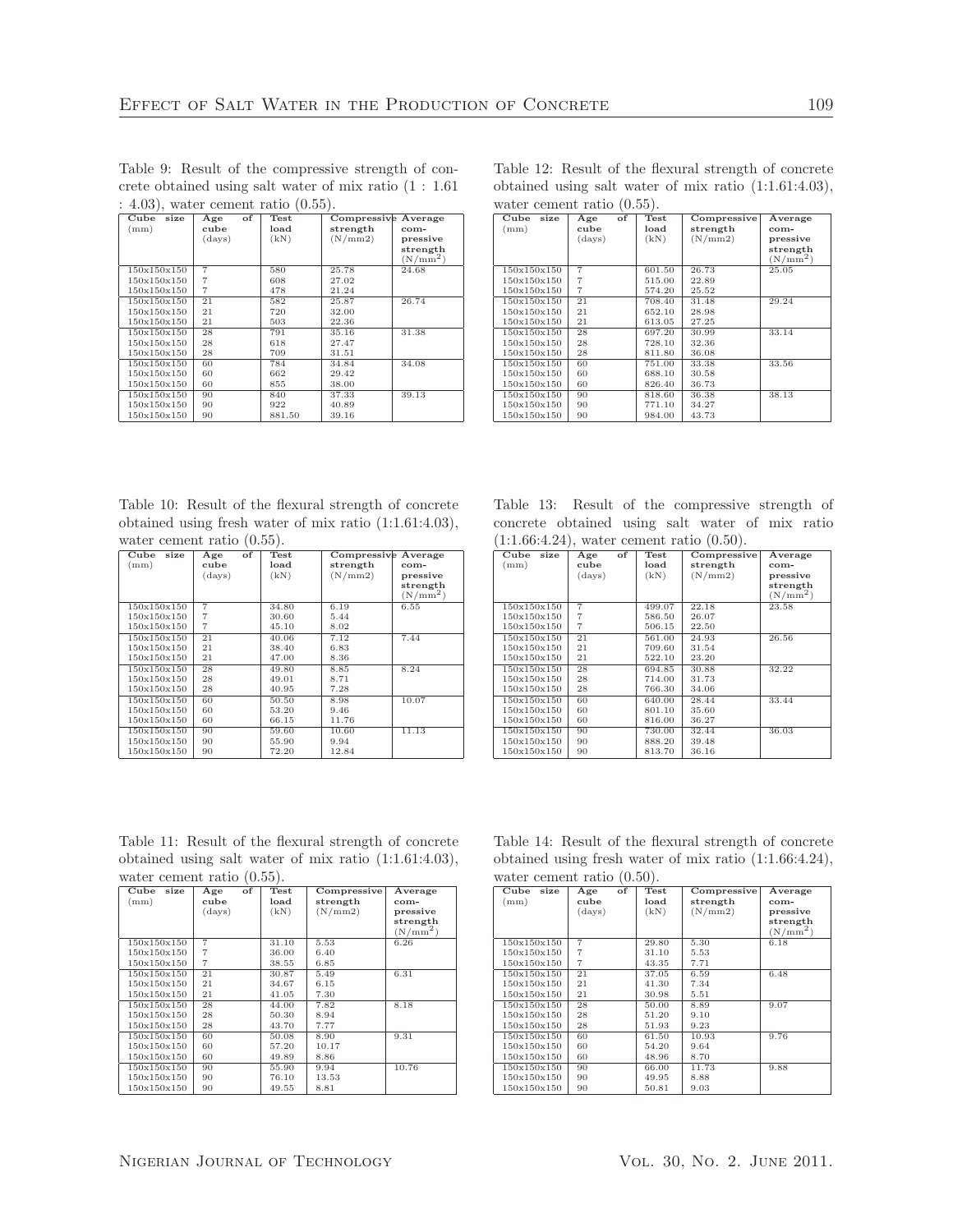Table 9: Result of the compressive strength of concrete obtained using salt water of mix ratio (1 : 1.61 : 4.03), water cement ratio (0.55).

| Cube size (mm) | Age of cube (days) | Test load (kN) | Compressive strength (N/mm2) | Average compressive strength (N/mm$^2$) |
|---|---|---|---|---|
| 150x150x150 | 7 | 580 | 25.78 | 24.68 |
| 150x150x150 | 7 | 608 | 27.02 | |
| 150x150x150 | 7 | 478 | 21.24 | |
| 150x150x150 | 21 | 582 | 25.87 | 26.74 |
| 150x150x150 | 21 | 720 | 32.00 | |
| 150x150x150 | 21 | 503 | 22.36 | |
| 150x150x150 | 28 | 791 | 35.16 | 31.38 |
| 150x150x150 | 28 | 618 | 27.47 | |
| 150x150x150 | 28 | 709 | 31.51 | |
| 150x150x150 | 60 | 784 | 34.84 | 34.08 |
| 150x150x150 | 60 | 662 | 29.42 | |
| 150x150x150 | 60 | 855 | 38.00 | |
| 150x150x150 | 90 | 840 | 37.33 | 39.13 |
| 150x150x150 | 90 | 922 | 40.89 | |
| 150x150x150 | 90 | 881.50 | 39.16 | |

Table 10: Result of the flexural strength of concrete obtained using fresh water of mix ratio (1:1.61:4.03), water cement ratio (0.55).

| Cube size (mm) | Age of cube (days) | Test load (kN) | Compressive strength (N/mm2) | Average compressive strength (N/mm$^2$) |
|---|---|---|---|---|
| 150x150x150 | 7 | 34.80 | 6.19 | 6.55 |
| 150x150x150 | 7 | 30.60 | 5.44 | |
| 150x150x150 | 7 | 45.10 | 8.02 | |
| 150x150x150 | 21 | 40.06 | 7.12 | 7.44 |
| 150x150x150 | 21 | 38.40 | 6.83 | |
| 150x150x150 | 21 | 47.00 | 8.36 | |
| 150x150x150 | 28 | 49.80 | 8.85 | 8.24 |
| 150x150x150 | 28 | 49.01 | 8.71 | |
| 150x150x150 | 28 | 40.95 | 7.28 | |
| 150x150x150 | 60 | 50.50 | 8.98 | 10.07 |
| 150x150x150 | 60 | 53.20 | 9.46 | |
| 150x150x150 | 60 | 66.15 | 11.76 | |
| 150x150x150 | 90 | 59.60 | 10.60 | 11.13 |
| 150x150x150 | 90 | 55.90 | 9.94 | |
| 150x150x150 | 90 | 72.20 | 12.84 | |

Table 11: Result of the flexural strength of concrete obtained using salt water of mix ratio (1:1.61:4.03), water cement ratio (0.55).

| Cube size (mm) | Age of cube (days) | Test load (kN) | Compressive strength (N/mm2) | Average compressive strength (N/mm$^2$) |
|---|---|---|---|---|
| 150x150x150 | 7 | 31.10 | 5.53 | 6.26 |
| 150x150x150 | 7 | 36.00 | 6.40 | |
| 150x150x150 | 7 | 38.55 | 6.85 | |
| 150x150x150 | 21 | 30.87 | 5.49 | 6.31 |
| 150x150x150 | 21 | 34.67 | 6.15 | |
| 150x150x150 | 21 | 41.05 | 7.30 | |
| 150x150x150 | 28 | 44.00 | 7.82 | 8.18 |
| 150x150x150 | 28 | 50.30 | 8.94 | |
| 150x150x150 | 28 | 43.70 | 7.77 | |
| 150x150x150 | 60 | 50.08 | 8.90 | 9.31 |
| 150x150x150 | 60 | 57.20 | 10.17 | |
| 150x150x150 | 60 | 49.89 | 8.86 | |
| 150x150x150 | 90 | 55.90 | 9.94 | 10.76 |
| 150x150x150 | 90 | 76.10 | 13.53 | |
| 150x150x150 | 90 | 49.55 | 8.81 | |

Table 12: Result of the flexural strength of concrete obtained using salt water of mix ratio (1:1.61:4.03), water cement ratio (0.55).

| Cube size (mm) | Age of cube (days) | Test load (kN) | Compressive strength (N/mm2) | Average compressive strength (N/mm$^2$) |
|---|---|---|---|---|
| 150x150x150 | 7 | 601.50 | 26.73 | 25.05 |
| 150x150x150 | 7 | 515.00 | 22.89 | |
| 150x150x150 | 7 | 574.20 | 25.52 | |
| 150x150x150 | 21 | 708.40 | 31.48 | 29.24 |
| 150x150x150 | 21 | 652.10 | 28.98 | |
| 150x150x150 | 21 | 613.05 | 27.25 | |
| 150x150x150 | 28 | 697.20 | 30.99 | 33.14 |
| 150x150x150 | 28 | 728.10 | 32.36 | |
| 150x150x150 | 28 | 811.80 | 36.08 | |
| 150x150x150 | 60 | 751.00 | 33.38 | 33.56 |
| 150x150x150 | 60 | 688.10 | 30.58 | |
| 150x150x150 | 60 | 826.40 | 36.73 | |
| 150x150x150 | 90 | 818.60 | 36.38 | 38.13 |
| 150x150x150 | 90 | 771.10 | 34.27 | |
| 150x150x150 | 90 | 984.00 | 43.73 | |

Table 13: Result of the compressive strength of concrete obtained using salt water of mix ratio (1:1.66:4.24), water cement ratio (0.50).

| Cube size (mm) | Age of cube (days) | Test load (kN) | Compressive strength (N/mm2) | Average compressive strength (N/mm$^2$) |
|---|---|---|---|---|
| 150x150x150 | 7 | 499.07 | 22.18 | 23.58 |
| 150x150x150 | 7 | 586.50 | 26.07 | |
| 150x150x150 | 7 | 506.15 | 22.50 | |
| 150x150x150 | 21 | 561.00 | 24.93 | 26.56 |
| 150x150x150 | 21 | 709.60 | 31.54 | |
| 150x150x150 | 21 | 522.10 | 23.20 | |
| 150x150x150 | 28 | 694.85 | 30.88 | 32.22 |
| 150x150x150 | 28 | 714.00 | 31.73 | |
| 150x150x150 | 28 | 766.30 | 34.06 | |
| 150x150x150 | 60 | 640.00 | 28.44 | 33.44 |
| 150x150x150 | 60 | 801.10 | 35.60 | |
| 150x150x150 | 60 | 816.00 | 36.27 | |
| 150x150x150 | 90 | 730.00 | 32.44 | 36.03 |
| 150x150x150 | 90 | 888.20 | 39.48 | |
| 150x150x150 | 90 | 813.70 | 36.16 | |

Table 14: Result of the flexural strength of concrete obtained using fresh water of mix ratio (1:1.66:4.24), water cement ratio (0.50).

| Cube size (mm) | Age of cube (days) | Test load (kN) | Compressive strength (N/mm2) | Average compressive strength (N/mm$^2$) |
|---|---|---|---|---|
| 150x150x150 | 7 | 29.80 | 5.30 | 6.18 |
| 150x150x150 | 7 | 31.10 | 5.53 | |
| 150x150x150 | 7 | 43.35 | 7.71 | |
| 150x150x150 | 21 | 37.05 | 6.59 | 6.48 |
| 150x150x150 | 21 | 41.30 | 7.34 | |
| 150x150x150 | 21 | 30.98 | 5.51 | |
| 150x150x150 | 28 | 50.00 | 8.89 | 9.07 |
| 150x150x150 | 28 | 51.20 | 9.10 | |
| 150x150x150 | 28 | 51.93 | 9.23 | |
| 150x150x150 | 60 | 61.50 | 10.93 | 9.76 |
| 150x150x150 | 60 | 54.20 | 9.64 | |
| 150x150x150 | 60 | 48.96 | 8.70 | |
| 150x150x150 | 90 | 66.00 | 11.73 | 9.88 |
| 150x150x150 | 90 | 49.95 | 8.88 | |
| 150x150x150 | 90 | 50.81 | 9.03 | |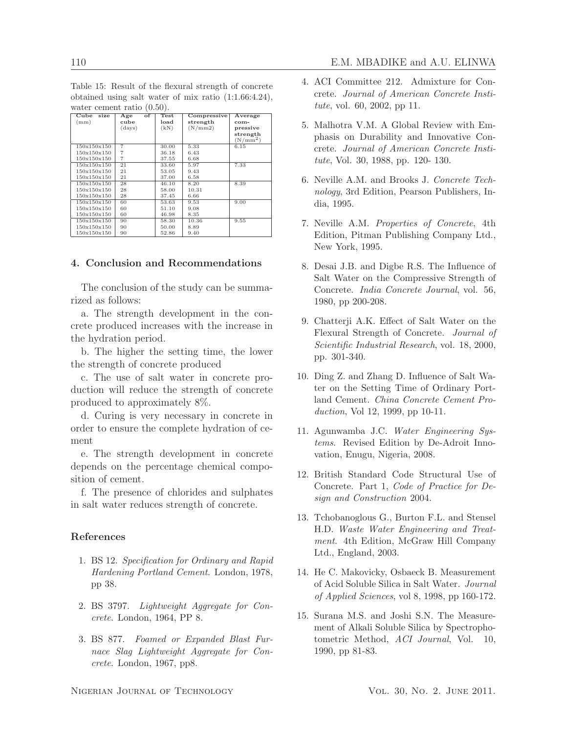Table 15: Result of the flexural strength of concrete obtained using salt water of mix ratio (1:1.66:4.24), water cement ratio (0.50).

| Cube size (mm) | Age of cube (days) | Test load (kN) | Compressive strength (N/mm2) | Average compressive strength (N/mm$^2$) |
|---|---|---|---|---|
| 150x150x150 | 7 | 30.00 | 5.33 | 6.15 |
| 150x150x150 | 7 | 36.18 | 6.43 | |
| 150x150x150 | 7 | 37.55 | 6.68 | |
| 150x150x150 | 21 | 33.60 | 5.97 | 7.33 |
| 150x150x150 | 21 | 53.05 | 9.43 | |
| 150x150x150 | 21 | 37.00 | 6.58 | |
| 150x150x150 | 28 | 46.10 | 8.20 | 8.39 |
| 150x150x150 | 28 | 58.00 | 10.31 | |
| 150x150x150 | 28 | 37.45 | 6.66 | |
| 150x150x150 | 60 | 53.63 | 9.53 | 9.00 |
| 150x150x150 | 60 | 51.10 | 9.08 | |
| 150x150x150 | 60 | 46.98 | 8.35 | |
| 150x150x150 | 90 | 58.30 | 10.36 | 9.55 |
| 150x150x150 | 90 | 50.00 | 8.89 | |
| 150x150x150 | 90 | 52.86 | 9.40 | |

## 4. Conclusion and Recommendations

The conclusion of the study can be summarized as follows:

a. The strength development in the concrete produced increases with the increase in the hydration period.

b. The higher the setting time, the lower the strength of concrete produced

c. The use of salt water in concrete production will reduce the strength of concrete produced to approximately 8%.

d. Curing is very necessary in concrete in order to ensure the complete hydration of cement

e. The strength development in concrete depends on the percentage chemical composition of cement.

f. The presence of chlorides and sulphates in salt water reduces strength of concrete.

## References

1. BS 12. *Specification for Ordinary and Rapid Hardening Portland Cement*. London, 1978, pp 38.
2. BS 3797. *Lightweight Aggregate for Concrete*. London, 1964, PP 8.
3. BS 877. *Foamed or Expanded Blast Furnace Slag Lightweight Aggregate for Concrete*. London, 1967, pp8.
4. ACI Committee 212. Admixture for Concrete. *Journal of American Concrete Institute*, vol. 60, 2002, pp 11.
5. Malhotra V.M. A Global Review with Emphasis on Durability and Innovative Concrete. *Journal of American Concrete Institute*, Vol. 30, 1988, pp. 120- 130.
6. Neville A.M. and Brooks J. *Concrete Technology*, 3rd Edition, Pearson Publishers, India, 1995.
7. Neville A.M. *Properties of Concrete*, 4th Edition, Pitman Publishing Company Ltd., New York, 1995.
8. Desai J.B. and Digbe R.S. The Influence of Salt Water on the Compressive Strength of Concrete. *India Concrete Journal*, vol. 56, 1980, pp 200-208.
9. Chatterji A.K. Effect of Salt Water on the Flexural Strength of Concrete. *Journal of Scientific Industrial Research*, vol. 18, 2000, pp. 301-340.
10. Ding Z. and Zhang D. Influence of Salt Water on the Setting Time of Ordinary Portland Cement. *China Concrete Cement Production*, Vol 12, 1999, pp 10-11.
11. Agunwamba J.C. *Water Engineering Systems*. Revised Edition by De-Adroit Innovation, Enugu, Nigeria, 2008.
12. British Standard Code Structural Use of Concrete. Part 1, *Code of Practice for Design and Construction* 2004.
13. Tchobanoglous G., Burton F.L. and Stensel H.D. *Waste Water Engineering and Treatment*. 4th Edition, McGraw Hill Company Ltd., England, 2003.
14. He C. Makovicky, Osbaeck B. Measurement of Acid Soluble Silica in Salt Water. *Journal of Applied Sciences*, vol 8, 1998, pp 160-172.
15. Surana M.S. and Joshi S.N. The Measurement of Alkali Soluble Silica by Spectrophotometric Method, *ACI Journal*, Vol. 10, 1990, pp 81-83.